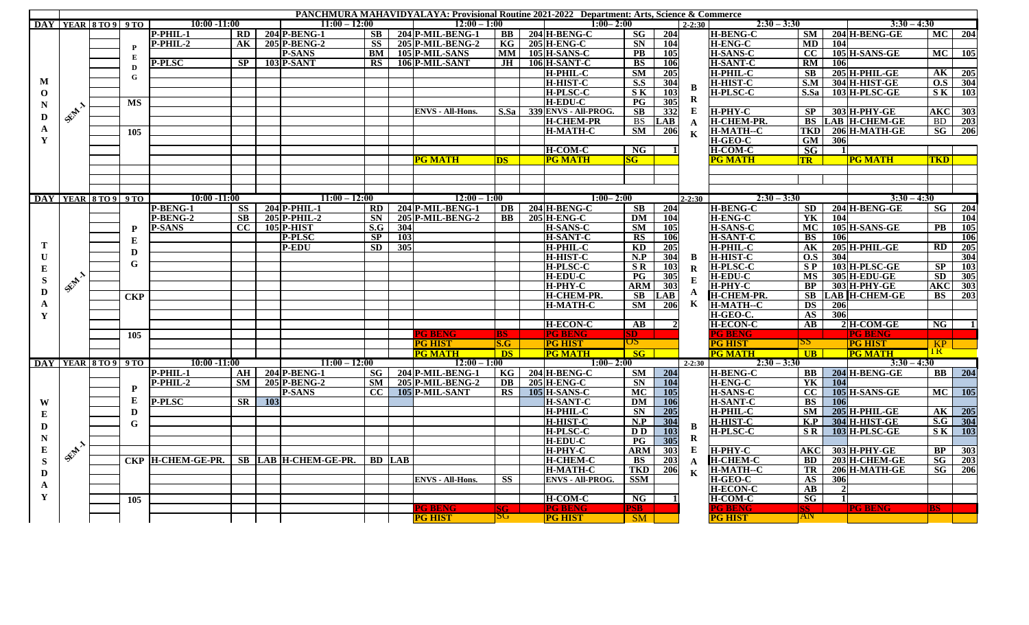# PANCHMURA MAHAVIDYALAYA: Provisional Routine 2021-2022 Department: Arts, Science & Commerce

## MONDAY

| DAY | YEAR | 8 TO 9 | 9 TO | 10:00 -11:00 | | | 11:00 – 12:00 | | | 12:00 – 1:00 | | | 1:00– 2:00 | | | 2-2:30 | 2:30 – 3:30 | | | 3:30 – 4:30 | | |
|---|---|---|---|---|---|---|---|---|---|---|---|---|---|---|---|---|---|---|---|---|---|---|
| MONDAY | SEM-1 | | PEDG | P-PHIL-1 | RD | 204 | P-BENG-1 | SB | 204 | P-MIL-BENG-1 | BB | 204 | H-BENG-C | SG | 204 | BREAK | H-BENG-C | SM | 204 | H-BENG-GE | MC | 204 |
| | | | | P-PHIL-2 | AK | 205 | P-BENG-2 | SS | 205 | P-MIL-BENG-2 | KG | 205 | H-ENG-C | SN | 104 | | H-ENG-C | MD | 104 | | | |
| | | | | | | | P-SANS | BM | 105 | P-MIL-SANS | MM | 105 | H-SANS-C | PB | 105 | | H-SANS-C | CC | 105 | H-SANS-GE | MC | 105 |
| | | | | P-PLSC | SP | 103 | P-SANT | RS | 106 | P-MIL-SANT | JH | 106 | H-SANT-C | BS | 106 | | H-SANT-C | RM | 106 | | | |
| | | | | | | | | | | | | | H-PHIL-C | SM | 205 | | H-PHIL-C | SB | 205 | H-PHIL-GE | AK | 205 |
| | | | | | | | | | | | | | H-HIST-C | S.S | 304 | | H-HIST-C | S.M | 304 | H-HIST-GE | O.S | 304 |
| | | | | | | | | | | | | | H-PLSC-C | S K | 103 | | H-PLSC-C | S.Sa | 103 | H-PLSC-GE | S K | 103 |
| | | | MS | | | | | | | | | | H-EDU-C | PG | 305 | | | | | | | |
| | | | | | | | | | | ENVS - All-Hons. | S.Sa | 339 | ENVS - All-PROG. | SB | 332 | | H-PHY-C | SP | 303 | H-PHY-GE | AKC | 303 |
| | | | | | | | | | | | | | H-CHEM-PR | BS | LAB | | H-CHEM-PR. | BS | LAB | H-CHEM-GE | BD | 203 |
| | | | 105 | | | | | | | | | | H-MATH-C | SM | 206 | | H-MATH--C | TKD | 206 | H-MATH-GE | SG | 206 |
| | | | | | | | | | | | | | | | | | H-GEO-C | GM | 306 | | | |
| | | | | | | | | | | | | | H-COM-C | NG | 1 | | H-COM-C | SG | 1 | | | |
| | | | | | | | | | | PG MATH | DS | | PG MATH | SG | | | PG MATH | TR | | PG MATH | TKD | |

## TUESDAY

| DAY | YEAR | 8 TO 9 | 9 TO | 10:00 -11:00 | | | 11:00 – 12:00 | | | 12:00 – 1:00 | | | 1:00– 2:00 | | | 2-2:30 | 2:30 – 3:30 | | | 3:30 – 4:30 | | |
|---|---|---|---|---|---|---|---|---|---|---|---|---|---|---|---|---|---|---|---|---|---|---|
| TUESDAY | SEM-1 | | PEDG | P-BENG-1 | SS | 204 | P-PHIL-1 | RD | 204 | P-MIL-BENG-1 | DB | 204 | H-BENG-C | SB | 204 | BREAK | H-BENG-C | SD | 204 | H-BENG-GE | SG | 204 |
| | | | | P-BENG-2 | SB | 205 | P-PHIL-2 | SN | 205 | P-MIL-BENG-2 | BB | 205 | H-ENG-C | DM | 104 | | H-ENG-C | YK | 104 | | | 104 |
| | | | | P-SANS | CC | 105 | P-HIST | S.G | 304 | | | | H-SANS-C | SM | 105 | | H-SANS-C | MC | 105 | H-SANS-GE | PB | 105 |
| | | | | | | | P-PLSC | SP | 103 | | | | H-SANT-C | RS | 106 | | H-SANT-C | BS | 106 | | | 106 |
| | | | | | | | P-EDU | SD | 305 | | | | H-PHIL-C | KD | 205 | | H-PHIL-C | AK | 205 | H-PHIL-GE | RD | 205 |
| | | | | | | | | | | | | | H-HIST-C | N.P | 304 | | H-HIST-C | O.S | 304 | | | 304 |
| | | | | | | | | | | | | | H-PLSC-C | S R | 103 | | H-PLSC-C | S P | 103 | H-PLSC-GE | SP | 103 |
| | | | | | | | | | | | | | H-EDU-C | PG | 305 | | H-EDU-C | MS | 305 | H-EDU-GE | SD | 305 |
| | | | | | | | | | | | | | H-PHY-C | ARM | 303 | | H-PHY-C | BP | 303 | H-PHY-GE | AKC | 303 |
| | | | CKP | | | | | | | | | | H-CHEM-PR. | SB | LAB | | H-CHEM-PR. | SB | LAB | H-CHEM-GE | BS | 203 |
| | | | | | | | | | | | | | H-MATH-C | SM | 206 | | H-MATH--C | DS | 206 | | | |
| | | | | | | | | | | | | | | | | | H-GEO-C. | AS | 306 | | | |
| | | | | | | | | | | | | | H-ECON-C | AB | 2 | | H-ECON-C | AB | 2 | H-COM-GE | NG | 1 |
| | | | 105 | | | | | | | PG BENG | BS | | PG BENG | SD | | | PG BENG | | | PG BENG | | |
| | | | | | | | | | | PG HIST | S.G | | PG HIST | OS | | | PG HIST | SS | | PG HIST | KP | |
| | | | | | | | | | | PG MATH | DS | | PG MATH | SG | | | PG MATH | UB | | PG MATH | TR | |

## WEDNESDAY

| DAY | YEAR | 8 TO 9 | 9 TO | 10:00 -11:00 | | | 11:00 – 12:00 | | | 12:00 – 1:00 | | | 1:00– 2:00 | | | 2-2:30 | 2:30 – 3:30 | | | 3:30 – 4:30 | | |
|---|---|---|---|---|---|---|---|---|---|---|---|---|---|---|---|---|---|---|---|---|---|---|
| WEDNESDAY | SEM-1 | | PEDG | P-PHIL-1 | AH | 204 | P-BENG-1 | SG | 204 | P-MIL-BENG-1 | KG | 204 | H-BENG-C | SM | 204 | BREAK | H-BENG-C | BB | 204 | H-BENG-GE | BB | 204 |
| | | | | P-PHIL-2 | SM | 205 | P-BENG-2 | SM | 205 | P-MIL-BENG-2 | DB | 205 | H-ENG-C | SN | 104 | | H-ENG-C | YK | 104 | | | |
| | | | | | | | P-SANS | CC | 105 | P-MIL-SANT | RS | 105 | H-SANS-C | MC | 105 | | H-SANS-C | CC | 105 | H-SANS-GE | MC | 105 |
| | | | | P-PLSC | SR | 103 | | | | | | | H-SANT-C | DM | 106 | | H-SANT-C | BS | 106 | | | |
| | | | | | | | | | | | | | H-PHIL-C | SN | 205 | | H-PHIL-C | SM | 205 | H-PHIL-GE | AK | 205 |
| | | | | | | | | | | | | | H-HIST-C | N.P | 304 | | H-HIST-C | K.P | 304 | H-HIST-GE | S.G | 304 |
| | | | | | | | | | | | | | H-PLSC-C | D D | 103 | | H-PLSC-C | S R | 103 | H-PLSC-GE | S K | 103 |
| | | | | | | | | | | | | | H-EDU-C | PG | 305 | | | | | | | |
| | | | | | | | | | | | | | H-PHY-C | ARM | 303 | | H-PHY-C | AKC | 303 | H-PHY-GE | BP | 303 |
| | | | CKP | H-CHEM-GE-PR. | SB | LAB | H-CHEM-GE-PR. | BD | LAB | | | | H-CHEM-C | BS | 203 | | H-CHEM-C | BD | 203 | H-CHEM-GE | SG | 203 |
| | | | | | | | | | | | | | H-MATH-C | TKD | 206 | | H-MATH--C | TR | 206 | H-MATH-GE | SG | 206 |
| | | | | | | | | | | ENVS - All-Hons. | SS | | ENVS - All-PROG. | SSM | | | H-GEO-C | AS | 306 | | | |
| | | | | | | | | | | | | | | | | | H-ECON-C | AB | 2 | | | |
| | | | 105 | | | | | | | | | | H-COM-C | NG | 1 | | H-COM-C | SG | 1 | | | |
| | | | | | | | | | | PG BENG | SG | | PG BENG | PSB | | | PG BENG | SS | | PG BENG | BS | |
| | | | | | | | | | | PG HIST | SG | | PG HIST | SM | | | PG HIST | AN | | | | |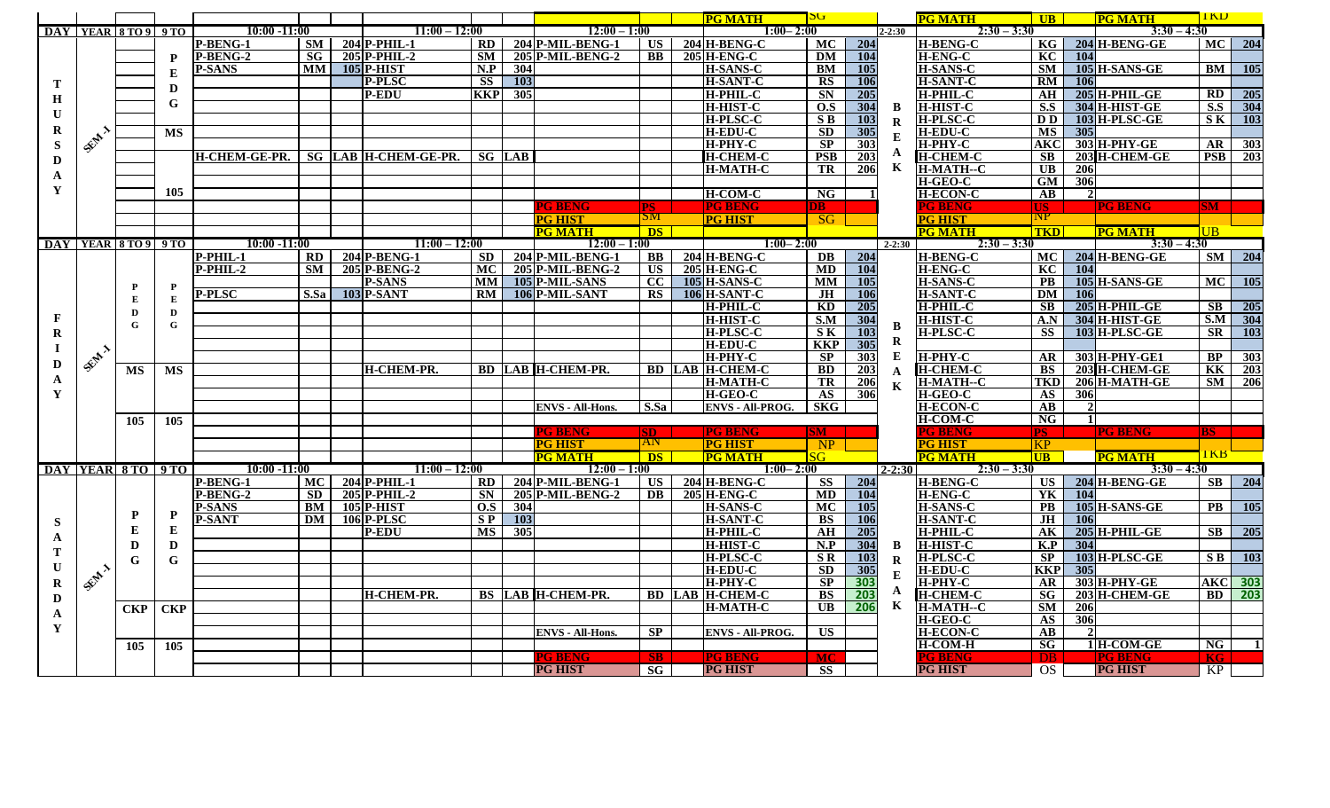| DAY | YEAR | 8 TO 9 | 9 TO | 10:00 -11:00 | | | 11:00 – 12:00 | | | 12:00 – 1:00 | | | 1:00– 2:00 | | | 2-2:30 | 2:30 – 3:30 | | | 3:30 – 4:30 | | |
|---|---|---|---|---|---|---|---|---|---|---|---|---|---|---|---|---|---|---|---|---|---|---|
| | | | | | | | | | | | | | PG MATH | SG | | | PG MATH | UB | | PG MATH | TKD | |
| THURSDAY | SEM-1 | | | P-BENG-1 | SM | 204 | P-PHIL-1 | RD | 204 | P-MIL-BENG-1 | US | 204 | H-BENG-C | MC | 204 | | H-BENG-C | KG | 204 | H-BENG-GE | MC | 204 |
| | | | P | P-BENG-2 | SG | 205 | P-BENG-2 | SM | 205 | P-MIL-BENG-2 | BB | 205 | H-ENG-C | DM | 104 | | H-ENG-C | KC | 104 | | | |
| | | | E | P-SANS | MM | 105 | P-HIST | N.P | 304 | | | | H-SANS-C | BM | 105 | | H-SANS-C | SM | 105 | H-SANS-GE | BM | 105 |
| | | | D | | | | P-PLSC | SS | 103 | | | | H-SANT-C | RS | 106 | | H-SANT-C | RM | 106 | | | |
| | | | G | | | | P-EDU | KKP | 305 | | | | H-PHIL-C | SN | 205 | | H-PHIL-C | AH | 205 | H-PHIL-GE | RD | 205 |
| | | | | | | | | | | | | | H-HIST-C | O.S | 304 | B | H-HIST-C | S.S | 304 | H-HIST-GE | S.S | 304 |
| | | | | | | | | | | | | | H-PLSC-C | S B | 103 | R | H-PLSC-C | D D | 103 | H-PLSC-GE | S K | 103 |
| | | | MS | | | | | | | | | | H-EDU-C | SD | 305 | E | H-EDU-C | MS | 305 | | | |
| | | | | | | | | | | | | | H-PHY-C | SP | 303 | | H-PHY-C | AKC | 303 | H-PHY-GE | AR | 303 |
| | | | | H-CHEM-GE-PR. | SG | LAB | H-CHEM-GE-PR. | SG | LAB | | | | H-CHEM-C | PSB | 203 | A | H-CHEM-C | SB | 203 | H-CHEM-GE | PSB | 203 |
| | | | | | | | | | | | | | H-MATH-C | TR | 206 | K | H-MATH--C | UB | 206 | | | |
| | | | | | | | | | | | | | | | | | H-GEO-C | GM | 306 | | | |
| | | | 105 | | | | | | | | | | H-COM-C | NG | 1 | | H-ECON-C | AB | 2 | | | |
| | | | | | | | | | | PG BENG | PS | | PG BENG | DB | | | PG BENG | US | | PG BENG | SM | |
| | | | | | | | | | | PG HIST | SM | | PG HIST | SG | | | PG HIST | NP | | | | |
| | | | | | | | | | | PG MATH | DS | | | | | | PG MATH | TKD | | PG MATH | UB | |
| DAY | YEAR | 8 TO 9 | 9 TO | 10:00 -11:00 | | | 11:00 – 12:00 | | | 12:00 – 1:00 | | | 1:00– 2:00 | | | 2-2:30 | 2:30 – 3:30 | | | 3:30 – 4:30 | | |
| FRIDAY | SEM-1 | | | P-PHIL-1 | RD | 204 | P-BENG-1 | SD | 204 | P-MIL-BENG-1 | BB | 204 | H-BENG-C | DB | 204 | | H-BENG-C | MC | 204 | H-BENG-GE | SM | 204 |
| | | | | P-PHIL-2 | SM | 205 | P-BENG-2 | MC | 205 | P-MIL-BENG-2 | US | 205 | H-ENG-C | MD | 104 | | H-ENG-C | KC | 104 | | | |
| | | P | P | | | | P-SANS | MM | 105 | P-MIL-SANS | CC | 105 | H-SANS-C | MM | 105 | | H-SANS-C | PB | 105 | H-SANS-GE | MC | 105 |
| | | E | E | P-PLSC | S.Sa | 103 | P-SANT | RM | 106 | P-MIL-SANT | RS | 106 | H-SANT-C | JH | 106 | | H-SANT-C | DM | 106 | | | |
| | | D | D | | | | | | | | | | H-PHIL-C | KD | 205 | | H-PHIL-C | SB | 205 | H-PHIL-GE | SB | 205 |
| | | G | G | | | | | | | | | | H-HIST-C | S.M | 304 | B | H-HIST-C | A.N | 304 | H-HIST-GE | S.M | 304 |
| | | | | | | | | | | | | | H-PLSC-C | S K | 103 | R | H-PLSC-C | SS | 103 | H-PLSC-GE | SR | 103 |
| | | | | | | | | | | | | | H-EDU-C | KKP | 305 | | | | | | | |
| | | | | | | | | | | | | | H-PHY-C | SP | 303 | E | H-PHY-C | AR | 303 | H-PHY-GE1 | BP | 303 |
| | | MS | MS | | | | H-CHEM-PR. | BD | LAB | H-CHEM-PR. | BD | LAB | H-CHEM-C | BD | 203 | A | H-CHEM-C | BS | 203 | H-CHEM-GE | KK | 203 |
| | | | | | | | | | | | | | H-MATH-C | TR | 206 | K | H-MATH--C | TKD | 206 | H-MATH-GE | SM | 206 |
| | | | | | | | | | | | | | H-GEO-C | AS | 306 | | H-GEO-C | AS | 306 | | | |
| | | | | | | | | | | ENVS - All-Hons. | S.Sa | | ENVS - All-PROG. | SKG | | | H-ECON-C | AB | 2 | | | |
| | | 105 | 105 | | | | | | | | | | | | | | H-COM-C | NG | 1 | | | |
| | | | | | | | | | | PG BENG | SD | | PG BENG | SM | | | PG BENG | PS | | PG BENG | BS | |
| | | | | | | | | | | PG HIST | AN | | PG HIST | NP | | | PG HIST | KP | | | | |
| | | | | | | | | | | PG MATH | DS | | PG MATH | SG | | | PG MATH | UB | | PG MATH | TKB | |
| DAY | YEAR | 8 TO | 9 TO | 10:00 -11:00 | | | 11:00 – 12:00 | | | 12:00 – 1:00 | | | 1:00– 2:00 | | | 2-2:30 | 2:30 – 3:30 | | | 3:30 – 4:30 | | |
| SATURDAY | SEM-1 | | | P-BENG-1 | MC | 204 | P-PHIL-1 | RD | 204 | P-MIL-BENG-1 | US | 204 | H-BENG-C | SS | 204 | | H-BENG-C | US | 204 | H-BENG-GE | SB | 204 |
| | | | | P-BENG-2 | SD | 205 | P-PHIL-2 | SN | 205 | P-MIL-BENG-2 | DB | 205 | H-ENG-C | MD | 104 | | H-ENG-C | YK | 104 | | | |
| | | P | P | P-SANS | BM | 105 | P-HIST | O.S | 304 | | | | H-SANS-C | MC | 105 | | H-SANS-C | PB | 105 | H-SANS-GE | PB | 105 |
| | | E | E | P-SANT | DM | 106 | P-PLSC | S P | 103 | | | | H-SANT-C | BS | 106 | | H-SANT-C | JH | 106 | | | |
| | | D | D | | | | P-EDU | MS | 305 | | | | H-PHIL-C | AH | 205 | | H-PHIL-C | AK | 205 | H-PHIL-GE | SB | 205 |
| | | G | G | | | | | | | | | | H-HIST-C | N.P | 304 | B | H-HIST-C | K.P | 304 | | | |
| | | | | | | | | | | | | | H-PLSC-C | S R | 103 | R | H-PLSC-C | SP | 103 | H-PLSC-GE | S B | 103 |
| | | | | | | | | | | | | | H-EDU-C | SD | 305 | E | H-EDU-C | KKP | 305 | | | |
| | | | | | | | | | | | | | H-PHY-C | SP | 303 | | H-PHY-C | AR | 303 | H-PHY-GE | AKC | 303 |
| | | | | | | | H-CHEM-PR. | BS | LAB | H-CHEM-PR. | BD | LAB | H-CHEM-C | BS | 203 | A | H-CHEM-C | SG | 203 | H-CHEM-GE | BD | 203 |
| | | CKP | CKP | | | | | | | | | | H-MATH-C | UB | 206 | K | H-MATH--C | SM | 206 | | | |
| | | | | | | | | | | | | | | | | | H-GEO-C | AS | 306 | | | |
| | | | | | | | | | | ENVS - All-Hons. | SP | | ENVS - All-PROG. | US | | | H-ECON-C | AB | 2 | | | |
| | | 105 | 105 | | | | | | | | | | | | | | H-COM-H | SG | 1 | H-COM-GE | NG | 1 |
| | | | | | | | | | | PG BENG | SB | | PG BENG | MC | | | PG BENG | DB | | PG BENG | KG | |
| | | | | | | | | | | PG HIST | SG | | PG HIST | SS | | | PG HIST | OS | | PG HIST | KP | |